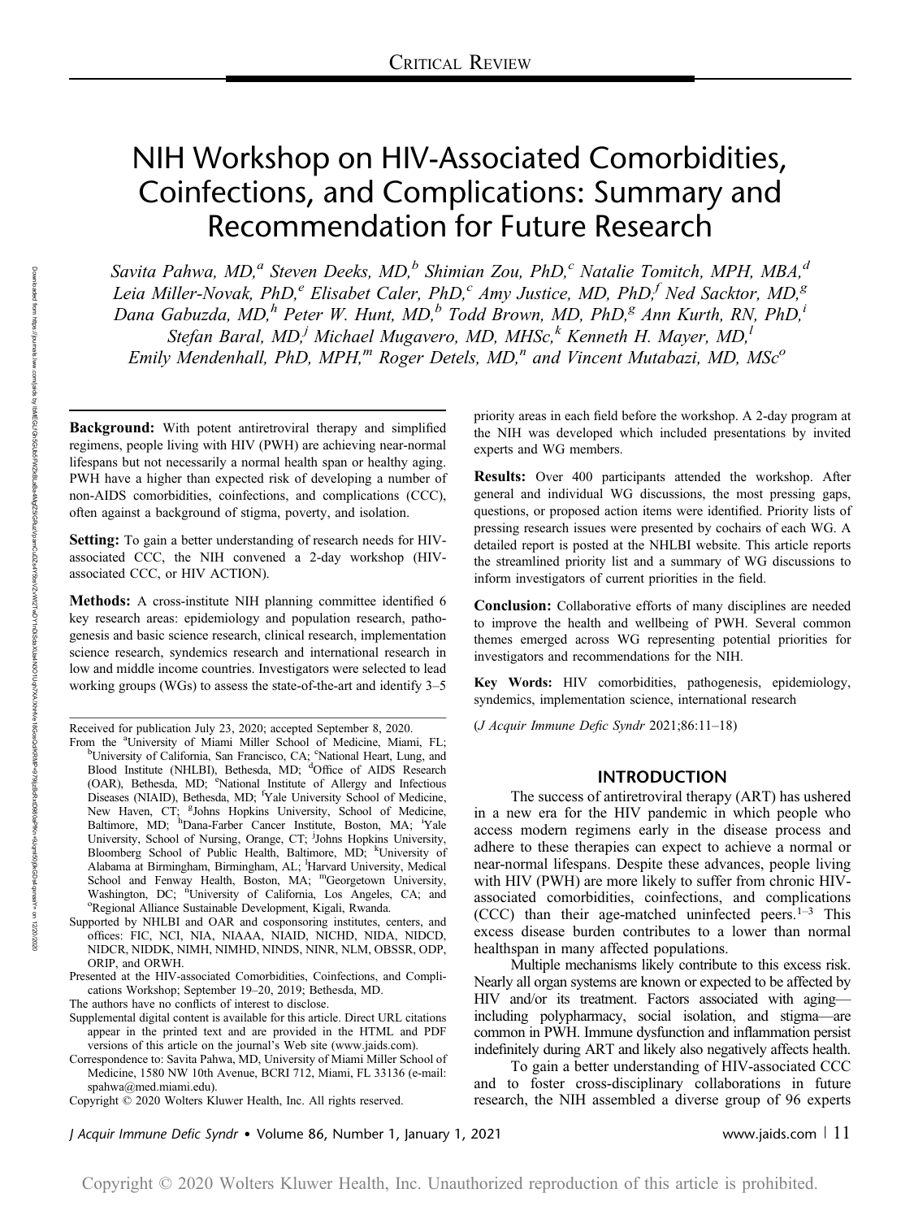CRITICAL REVIEW

# NIH Workshop on HIV-Associated Comorbidities, Coinfections, and Complications: Summary and Recommendation for Future Research

*Savita Pahwa, MD,[a] Steven Deeks, MD,[b] Shimian Zou, PhD,[c] Natalie Tomitch, MPH, MBA,[d] Leia Miller-Novak, PhD,[e] Elisabet Caler, PhD,[c] Amy Justice, MD, PhD,[f] Ned Sacktor, MD,[g] Dana Gabuzda, MD,[h] Peter W. Hunt, MD,[b] Todd Brown, MD, PhD,[g] Ann Kurth, RN, PhD,[i] Stefan Baral, MD,[j] Michael Mugavero, MD, MHSc,[k] Kenneth H. Mayer, MD,[l] Emily Mendenhall, PhD, MPH,[m] Roger Detels, MD,[n] and Vincent Mutabazi, MD, MSc[o]*

**Background:** With potent antiretroviral therapy and simplified regimens, people living with HIV (PWH) are achieving near-normal lifespans but not necessarily a normal health span or healthy aging. PWH have a higher than expected risk of developing a number of non-AIDS comorbidities, coinfections, and complications (CCC), often against a background of stigma, poverty, and isolation.

**Setting:** To gain a better understanding of research needs for HIV-associated CCC, the NIH convened a 2-day workshop (HIV-associated CCC, or HIV ACTION).

**Methods:** A cross-institute NIH planning committee identified 6 key research areas: epidemiology and population research, pathogenesis and basic science research, clinical research, implementation science research, syndemics research and international research in low and middle income countries. Investigators were selected to lead working groups (WGs) to assess the state-of-the-art and identify 3–5 priority areas in each field before the workshop. A 2-day program at the NIH was developed which included presentations by invited experts and WG members.

**Results:** Over 400 participants attended the workshop. After general and individual WG discussions, the most pressing gaps, questions, or proposed action items were identified. Priority lists of pressing research issues were presented by cochairs of each WG. A detailed report is posted at the NHLBI website. This article reports the streamlined priority list and a summary of WG discussions to inform investigators of current priorities in the field.

**Conclusion:** Collaborative efforts of many disciplines are needed to improve the health and wellbeing of PWH. Several common themes emerged across WG representing potential priorities for investigators and recommendations for the NIH.

**Key Words:** HIV comorbidities, pathogenesis, epidemiology, syndemics, implementation science, international research

(*J Acquir Immune Defic Syndr* 2021;86:11–18)

Received for publication July 23, 2020; accepted September 8, 2020.

From the [a]University of Miami Miller School of Medicine, Miami, FL; [b]University of California, San Francisco, CA; [c]National Heart, Lung, and Blood Institute (NHLBI), Bethesda, MD; [d]Office of AIDS Research (OAR), Bethesda, MD; [e]National Institute of Allergy and Infectious Diseases (NIAID), Bethesda, MD; [f]Yale University School of Medicine, New Haven, CT; [g]Johns Hopkins University, School of Medicine, Baltimore, MD; [h]Dana-Farber Cancer Institute, Boston, MA; [i]Yale University, School of Nursing, Orange, CT; [j]Johns Hopkins University, Bloomberg School of Public Health, Baltimore, MD; [k]University of Alabama at Birmingham, Birmingham, AL; [l]Harvard University, Medical School and Fenway Health, Boston, MA; [m]Georgetown University, Washington, DC; [n]University of California, Los Angeles, CA; and [o]Regional Alliance Sustainable Development, Kigali, Rwanda.

Supported by NHLBI and OAR and cosponsoring institutes, centers, and offices: FIC, NCI, NIA, NIAAA, NIAID, NICHD, NIDA, NIDCD, NIDCR, NIDDK, NIMH, NIMHD, NINDS, NINR, NLM, OBSSR, ODP, ORIP, and ORWH.

Presented at the HIV-associated Comorbidities, Coinfections, and Complications Workshop; September 19–20, 2019; Bethesda, MD.

The authors have no conflicts of interest to disclose.

Supplemental digital content is available for this article. Direct URL citations appear in the printed text and are provided in the HTML and PDF versions of this article on the journal's Web site (www.jaids.com).

Correspondence to: Savita Pahwa, MD, University of Miami Miller School of Medicine, 1580 NW 10th Avenue, BCRI 712, Miami, FL 33136 (e-mail: spahwa@med.miami.edu).

Copyright © 2020 Wolters Kluwer Health, Inc. All rights reserved.

## INTRODUCTION

The success of antiretroviral therapy (ART) has ushered in a new era for the HIV pandemic in which people who access modern regimens early in the disease process and adhere to these therapies can expect to achieve a normal or near-normal lifespans. Despite these advances, people living with HIV (PWH) are more likely to suffer from chronic HIV-associated comorbidities, coinfections, and complications (CCC) than their age-matched uninfected peers.[1–3] This excess disease burden contributes to a lower than normal healthspan in many affected populations.

Multiple mechanisms likely contribute to this excess risk. Nearly all organ systems are known or expected to be affected by HIV and/or its treatment. Factors associated with aging—including polypharmacy, social isolation, and stigma—are common in PWH. Immune dysfunction and inflammation persist indefinitely during ART and likely also negatively affects health.

To gain a better understanding of HIV-associated CCC and to foster cross-disciplinary collaborations in future research, the NIH assembled a diverse group of 96 experts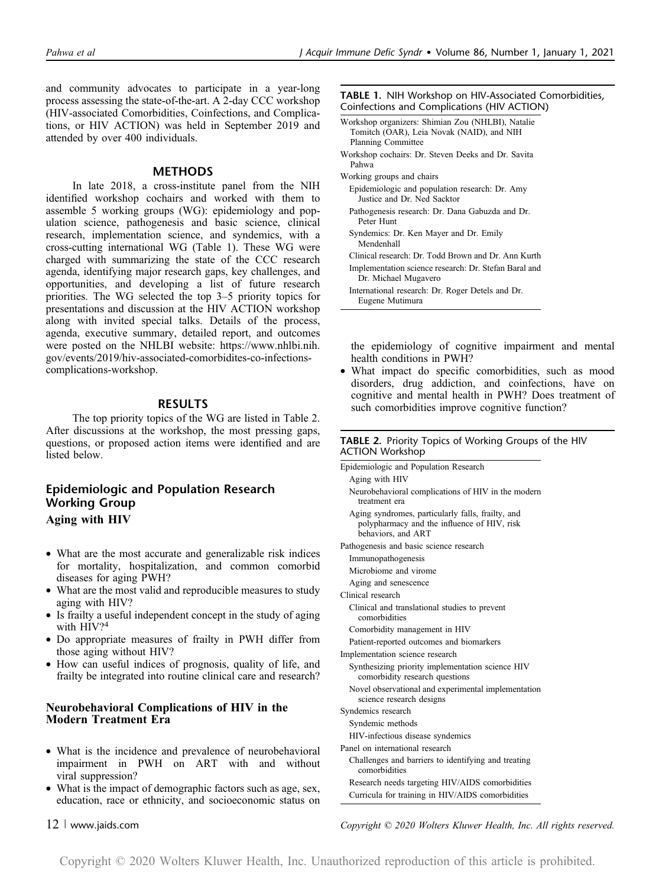and community advocates to participate in a year-long process assessing the state-of-the-art. A 2-day CCC workshop (HIV-associated Comorbidities, Coinfections, and Complications, or HIV ACTION) was held in September 2019 and attended by over 400 individuals.

## METHODS

In late 2018, a cross-institute panel from the NIH identified workshop cochairs and worked with them to assemble 5 working groups (WG): epidemiology and population science, pathogenesis and basic science, clinical research, implementation science, and syndemics, with a cross-cutting international WG (Table 1). These WG were charged with summarizing the state of the CCC research agenda, identifying major research gaps, key challenges, and opportunities, and developing a list of future research priorities. The WG selected the top 3–5 priority topics for presentations and discussion at the HIV ACTION workshop along with invited special talks. Details of the process, agenda, executive summary, detailed report, and outcomes were posted on the NHLBI website: https://www.nhlbi.nih.gov/events/2019/hiv-associated-comorbidites-co-infections-complications-workshop.

**TABLE 1.** NIH Workshop on HIV-Associated Comorbidities, Coinfections and Complications (HIV ACTION)

| |
|---|
| Workshop organizers: Shimian Zou (NHLBI), Natalie Tomitch (OAR), Leia Novak (NAID), and NIH Planning Committee |
| Workshop cochairs: Dr. Steven Deeks and Dr. Savita Pahwa |
| Working groups and chairs |
| Epidemiologic and population research: Dr. Amy Justice and Dr. Ned Sacktor |
| Pathogenesis research: Dr. Dana Gabuzda and Dr. Peter Hunt |
| Syndemics: Dr. Ken Mayer and Dr. Emily Mendenhall |
| Clinical research: Dr. Todd Brown and Dr. Ann Kurth |
| Implementation science research: Dr. Stefan Baral and Dr. Michael Mugavero |
| International research: Dr. Roger Detels and Dr. Eugene Mutimura |

## RESULTS

The top priority topics of the WG are listed in Table 2. After discussions at the workshop, the most pressing gaps, questions, or proposed action items were identified and are listed below.

**TABLE 2.** Priority Topics of Working Groups of the HIV ACTION Workshop

| |
|---|
| Epidemiologic and Population Research |
| Aging with HIV |
| Neurobehavioral complications of HIV in the modern treatment era |
| Aging syndromes, particularly falls, frailty, and polypharmacy and the influence of HIV, risk behaviors, and ART |
| Pathogenesis and basic science research |
| Immunopathogenesis |
| Microbiome and virome |
| Aging and senescence |
| Clinical research |
| Clinical and translational studies to prevent comorbidities |
| Comorbidity management in HIV |
| Patient-reported outcomes and biomarkers |
| Implementation science research |
| Synthesizing priority implementation science HIV comorbidity research questions |
| Novel observational and experimental implementation science research designs |
| Syndemics research |
| Syndemic methods |
| HIV-infectious disease syndemics |
| Panel on international research |
| Challenges and barriers to identifying and treating comorbidities |
| Research needs targeting HIV/AIDS comorbidities |
| Curricula for training in HIV/AIDS comorbidities |

## Epidemiologic and Population Research Working Group

### Aging with HIV

- What are the most accurate and generalizable risk indices for mortality, hospitalization, and common comorbid diseases for aging PWH?
- What are the most valid and reproducible measures to study aging with HIV?
- Is frailty a useful independent concept in the study of aging with HIV?[4]
- Do appropriate measures of frailty in PWH differ from those aging without HIV?
- How can useful indices of prognosis, quality of life, and frailty be integrated into routine clinical care and research?

### Neurobehavioral Complications of HIV in the Modern Treatment Era

- What is the incidence and prevalence of neurobehavioral impairment in PWH on ART with and without viral suppression?
- What is the impact of demographic factors such as age, sex, education, race or ethnicity, and socioeconomic status on the epidemiology of cognitive impairment and mental health conditions in PWH?
- What impact do specific comorbidities, such as mood disorders, drug addiction, and coinfections, have on cognitive and mental health in PWH? Does treatment of such comorbidities improve cognitive function?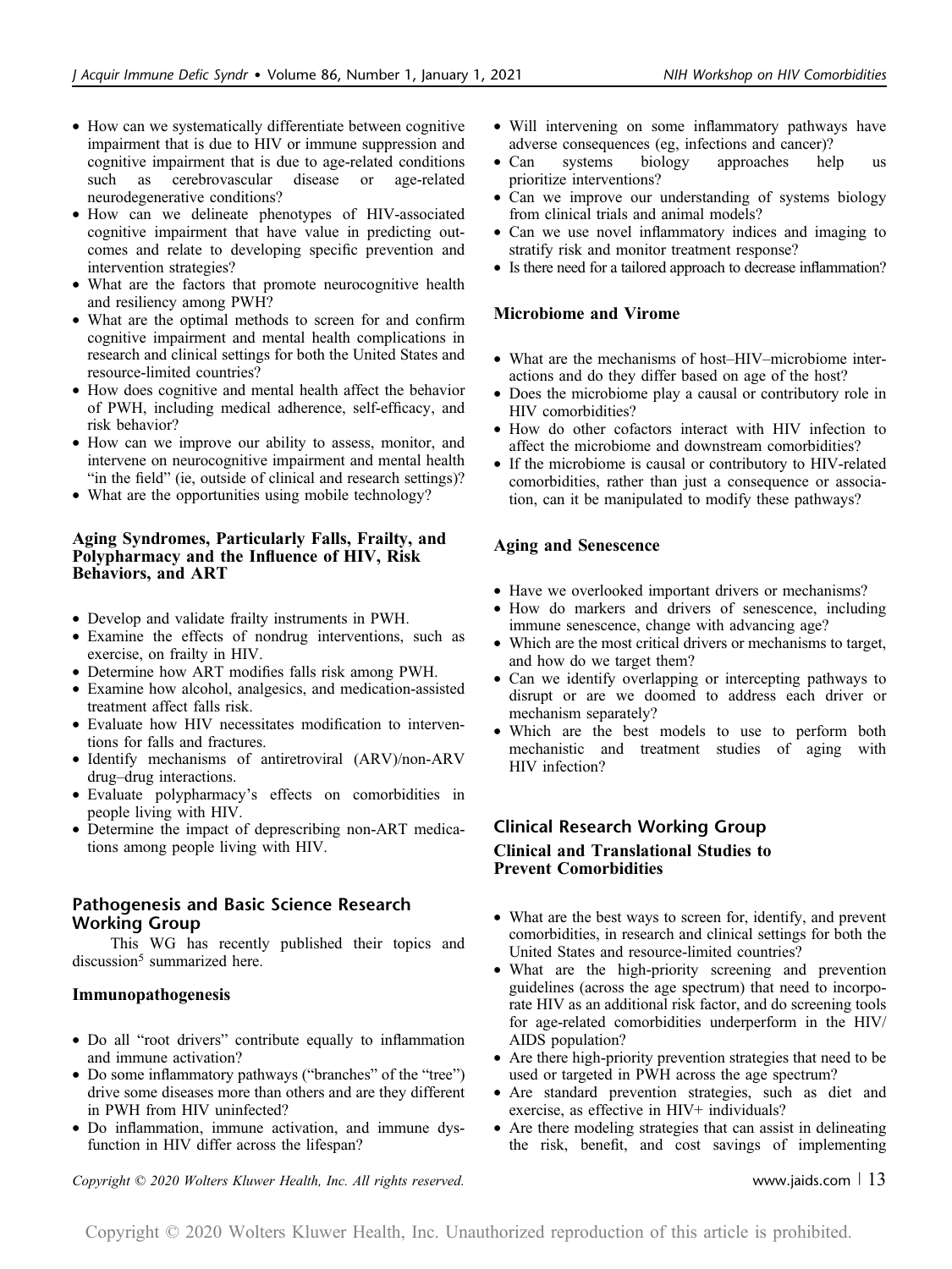- How can we systematically differentiate between cognitive impairment that is due to HIV or immune suppression and cognitive impairment that is due to age-related conditions such as cerebrovascular disease or age-related neurodegenerative conditions?
- How can we delineate phenotypes of HIV-associated cognitive impairment that have value in predicting outcomes and relate to developing specific prevention and intervention strategies?
- What are the factors that promote neurocognitive health and resiliency among PWH?
- What are the optimal methods to screen for and confirm cognitive impairment and mental health complications in research and clinical settings for both the United States and resource-limited countries?
- How does cognitive and mental health affect the behavior of PWH, including medical adherence, self-efficacy, and risk behavior?
- How can we improve our ability to assess, monitor, and intervene on neurocognitive impairment and mental health "in the field" (ie, outside of clinical and research settings)?
- What are the opportunities using mobile technology?

### Aging Syndromes, Particularly Falls, Frailty, and Polypharmacy and the Influence of HIV, Risk Behaviors, and ART

- Develop and validate frailty instruments in PWH.
- Examine the effects of nondrug interventions, such as exercise, on frailty in HIV.
- Determine how ART modifies falls risk among PWH.
- Examine how alcohol, analgesics, and medication-assisted treatment affect falls risk.
- Evaluate how HIV necessitates modification to interventions for falls and fractures.
- Identify mechanisms of antiretroviral (ARV)/non-ARV drug–drug interactions.
- Evaluate polypharmacy's effects on comorbidities in people living with HIV.
- Determine the impact of deprescribing non-ART medications among people living with HIV.

## Pathogenesis and Basic Science Research Working Group

This WG has recently published their topics and discussion[5] summarized here.

### Immunopathogenesis

- Do all "root drivers" contribute equally to inflammation and immune activation?
- Do some inflammatory pathways ("branches" of the "tree") drive some diseases more than others and are they different in PWH from HIV uninfected?
- Do inflammation, immune activation, and immune dysfunction in HIV differ across the lifespan?
- Will intervening on some inflammatory pathways have adverse consequences (eg, infections and cancer)?
- Can systems biology approaches help us prioritize interventions?
- Can we improve our understanding of systems biology from clinical trials and animal models?
- Can we use novel inflammatory indices and imaging to stratify risk and monitor treatment response?
- Is there need for a tailored approach to decrease inflammation?

### Microbiome and Virome

- What are the mechanisms of host–HIV–microbiome interactions and do they differ based on age of the host?
- Does the microbiome play a causal or contributory role in HIV comorbidities?
- How do other cofactors interact with HIV infection to affect the microbiome and downstream comorbidities?
- If the microbiome is causal or contributory to HIV-related comorbidities, rather than just a consequence or association, can it be manipulated to modify these pathways?

### Aging and Senescence

- Have we overlooked important drivers or mechanisms?
- How do markers and drivers of senescence, including immune senescence, change with advancing age?
- Which are the most critical drivers or mechanisms to target, and how do we target them?
- Can we identify overlapping or intercepting pathways to disrupt or are we doomed to address each driver or mechanism separately?
- Which are the best models to use to perform both mechanistic and treatment studies of aging with HIV infection?

## Clinical Research Working Group

### Clinical and Translational Studies to Prevent Comorbidities

- What are the best ways to screen for, identify, and prevent comorbidities, in research and clinical settings for both the United States and resource-limited countries?
- What are the high-priority screening and prevention guidelines (across the age spectrum) that need to incorporate HIV as an additional risk factor, and do screening tools for age-related comorbidities underperform in the HIV/AIDS population?
- Are there high-priority prevention strategies that need to be used or targeted in PWH across the age spectrum?
- Are standard prevention strategies, such as diet and exercise, as effective in HIV+ individuals?
- Are there modeling strategies that can assist in delineating the risk, benefit, and cost savings of implementing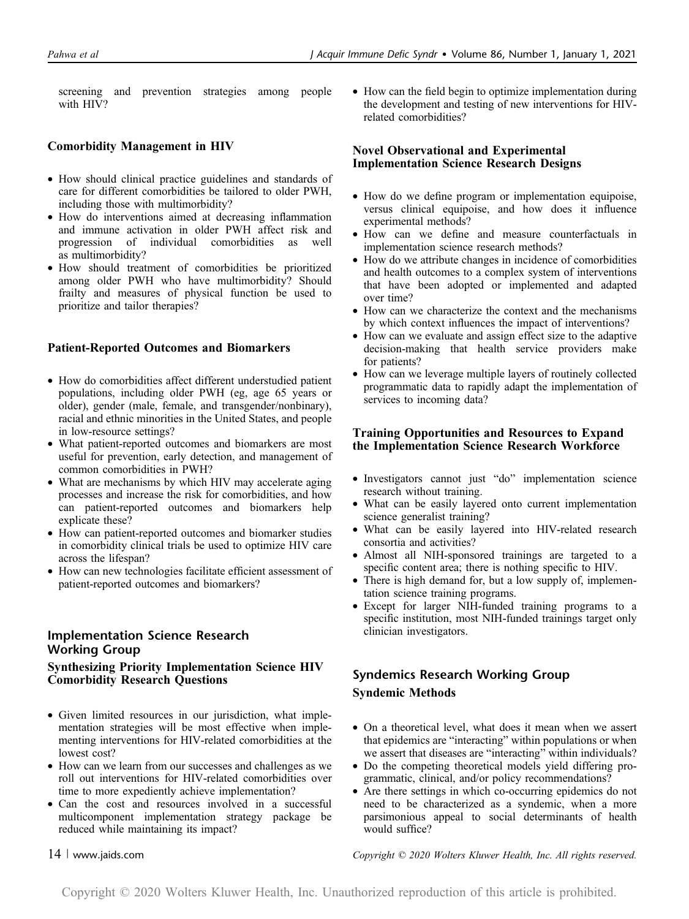screening and prevention strategies among people with HIV?

### Comorbidity Management in HIV

- How should clinical practice guidelines and standards of care for different comorbidities be tailored to older PWH, including those with multimorbidity?
- How do interventions aimed at decreasing inflammation and immune activation in older PWH affect risk and progression of individual comorbidities as well as multimorbidity?
- How should treatment of comorbidities be prioritized among older PWH who have multimorbidity? Should frailty and measures of physical function be used to prioritize and tailor therapies?

### Patient-Reported Outcomes and Biomarkers

- How do comorbidities affect different understudied patient populations, including older PWH (eg, age 65 years or older), gender (male, female, and transgender/nonbinary), racial and ethnic minorities in the United States, and people in low-resource settings?
- What patient-reported outcomes and biomarkers are most useful for prevention, early detection, and management of common comorbidities in PWH?
- What are mechanisms by which HIV may accelerate aging processes and increase the risk for comorbidities, and how can patient-reported outcomes and biomarkers help explicate these?
- How can patient-reported outcomes and biomarker studies in comorbidity clinical trials be used to optimize HIV care across the lifespan?
- How can new technologies facilitate efficient assessment of patient-reported outcomes and biomarkers?

## Implementation Science Research Working Group

### Synthesizing Priority Implementation Science HIV Comorbidity Research Questions

- Given limited resources in our jurisdiction, what implementation strategies will be most effective when implementing interventions for HIV-related comorbidities at the lowest cost?
- How can we learn from our successes and challenges as we roll out interventions for HIV-related comorbidities over time to more expediently achieve implementation?
- Can the cost and resources involved in a successful multicomponent implementation strategy package be reduced while maintaining its impact?
- How can the field begin to optimize implementation during the development and testing of new interventions for HIV-related comorbidities?

### Novel Observational and Experimental Implementation Science Research Designs

- How do we define program or implementation equipoise, versus clinical equipoise, and how does it influence experimental methods?
- How can we define and measure counterfactuals in implementation science research methods?
- How do we attribute changes in incidence of comorbidities and health outcomes to a complex system of interventions that have been adopted or implemented and adapted over time?
- How can we characterize the context and the mechanisms by which context influences the impact of interventions?
- How can we evaluate and assign effect size to the adaptive decision-making that health service providers make for patients?
- How can we leverage multiple layers of routinely collected programmatic data to rapidly adapt the implementation of services to incoming data?

### Training Opportunities and Resources to Expand the Implementation Science Research Workforce

- Investigators cannot just "do" implementation science research without training.
- What can be easily layered onto current implementation science generalist training?
- What can be easily layered into HIV-related research consortia and activities?
- Almost all NIH-sponsored trainings are targeted to a specific content area; there is nothing specific to HIV.
- There is high demand for, but a low supply of, implementation science training programs.
- Except for larger NIH-funded training programs to a specific institution, most NIH-funded trainings target only clinician investigators.

## Syndemics Research Working Group

### Syndemic Methods

- On a theoretical level, what does it mean when we assert that epidemics are "interacting" within populations or when we assert that diseases are "interacting" within individuals?
- Do the competing theoretical models yield differing programmatic, clinical, and/or policy recommendations?
- Are there settings in which co-occurring epidemics do not need to be characterized as a syndemic, when a more parsimonious appeal to social determinants of health would suffice?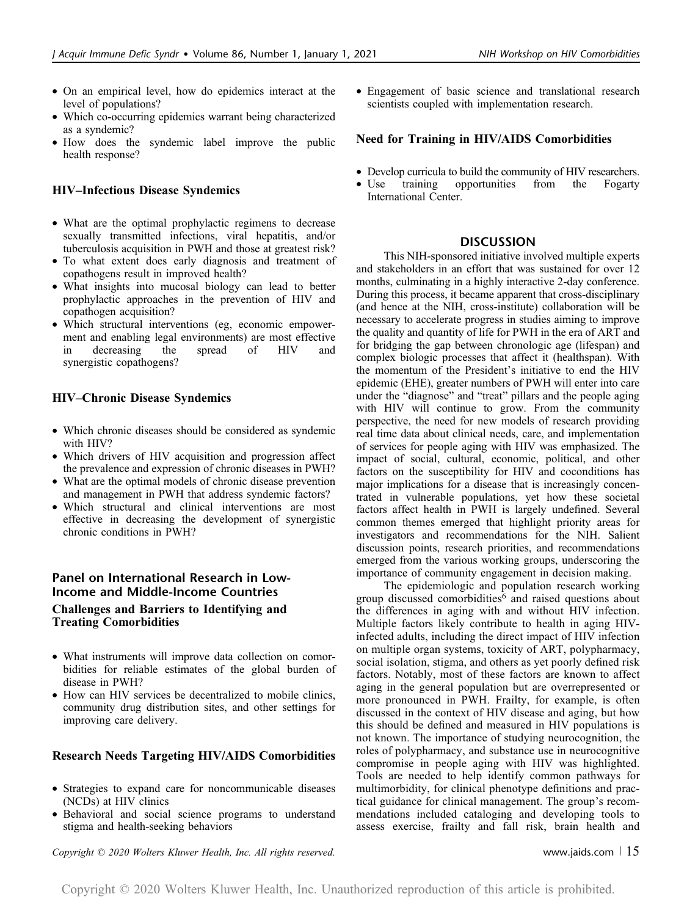- On an empirical level, how do epidemics interact at the level of populations?
- Which co-occurring epidemics warrant being characterized as a syndemic?
- How does the syndemic label improve the public health response?

### HIV–Infectious Disease Syndemics

- What are the optimal prophylactic regimens to decrease sexually transmitted infections, viral hepatitis, and/or tuberculosis acquisition in PWH and those at greatest risk?
- To what extent does early diagnosis and treatment of copathogens result in improved health?
- What insights into mucosal biology can lead to better prophylactic approaches in the prevention of HIV and copathogen acquisition?
- Which structural interventions (eg, economic empowerment and enabling legal environments) are most effective in decreasing the spread of HIV and synergistic copathogens?

### HIV–Chronic Disease Syndemics

- Which chronic diseases should be considered as syndemic with HIV?
- Which drivers of HIV acquisition and progression affect the prevalence and expression of chronic diseases in PWH?
- What are the optimal models of chronic disease prevention and management in PWH that address syndemic factors?
- Which structural and clinical interventions are most effective in decreasing the development of synergistic chronic conditions in PWH?

## Panel on International Research in Low-Income and Middle-Income Countries

### Challenges and Barriers to Identifying and Treating Comorbidities

- What instruments will improve data collection on comorbidities for reliable estimates of the global burden of disease in PWH?
- How can HIV services be decentralized to mobile clinics, community drug distribution sites, and other settings for improving care delivery.

### Research Needs Targeting HIV/AIDS Comorbidities

- Strategies to expand care for noncommunicable diseases (NCDs) at HIV clinics
- Behavioral and social science programs to understand stigma and health-seeking behaviors
- Engagement of basic science and translational research scientists coupled with implementation research.

### Need for Training in HIV/AIDS Comorbidities

- Develop curricula to build the community of HIV researchers.
- Use training opportunities from the Fogarty International Center.

## DISCUSSION

This NIH-sponsored initiative involved multiple experts and stakeholders in an effort that was sustained for over 12 months, culminating in a highly interactive 2-day conference. During this process, it became apparent that cross-disciplinary (and hence at the NIH, cross-institute) collaboration will be necessary to accelerate progress in studies aiming to improve the quality and quantity of life for PWH in the era of ART and for bridging the gap between chronologic age (lifespan) and complex biologic processes that affect it (healthspan). With the momentum of the President's initiative to end the HIV epidemic (EHE), greater numbers of PWH will enter into care under the "diagnose" and "treat" pillars and the people aging with HIV will continue to grow. From the community perspective, the need for new models of research providing real time data about clinical needs, care, and implementation of services for people aging with HIV was emphasized. The impact of social, cultural, economic, political, and other factors on the susceptibility for HIV and coconditions has major implications for a disease that is increasingly concentrated in vulnerable populations, yet how these societal factors affect health in PWH is largely undefined. Several common themes emerged that highlight priority areas for investigators and recommendations for the NIH. Salient discussion points, research priorities, and recommendations emerged from the various working groups, underscoring the importance of community engagement in decision making.

The epidemiologic and population research working group discussed comorbidities[6] and raised questions about the differences in aging with and without HIV infection. Multiple factors likely contribute to health in aging HIV-infected adults, including the direct impact of HIV infection on multiple organ systems, toxicity of ART, polypharmacy, social isolation, stigma, and others as yet poorly defined risk factors. Notably, most of these factors are known to affect aging in the general population but are overrepresented or more pronounced in PWH. Frailty, for example, is often discussed in the context of HIV disease and aging, but how this should be defined and measured in HIV populations is not known. The importance of studying neurocognition, the roles of polypharmacy, and substance use in neurocognitive compromise in people aging with HIV was highlighted. Tools are needed to help identify common pathways for multimorbidity, for clinical phenotype definitions and practical guidance for clinical management. The group's recommendations included cataloging and developing tools to assess exercise, frailty and fall risk, brain health and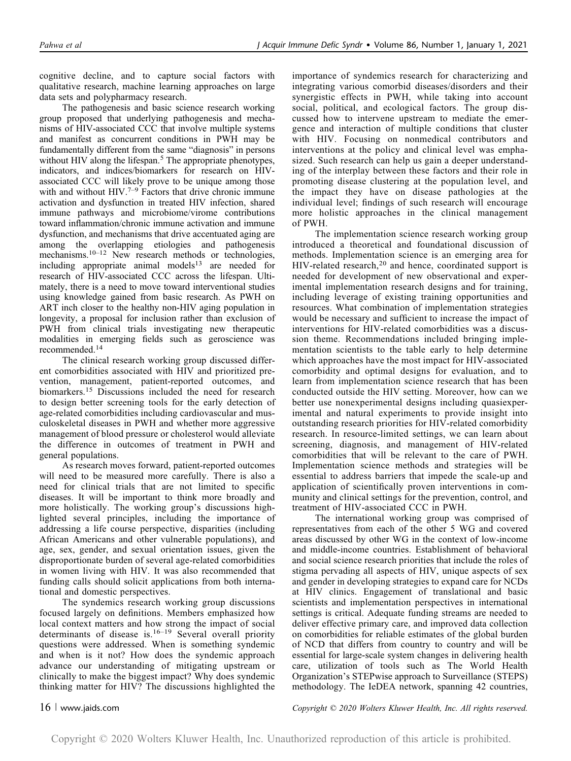cognitive decline, and to capture social factors with qualitative research, machine learning approaches on large data sets and polypharmacy research.

The pathogenesis and basic science research working group proposed that underlying pathogenesis and mechanisms of HIV-associated CCC that involve multiple systems and manifest as concurrent conditions in PWH may be fundamentally different from the same "diagnosis" in persons without HIV along the lifespan.[5] The appropriate phenotypes, indicators, and indices/biomarkers for research on HIV-associated CCC will likely prove to be unique among those with and without HIV.[7–9] Factors that drive chronic immune activation and dysfunction in treated HIV infection, shared immune pathways and microbiome/virome contributions toward inflammation/chronic immune activation and immune dysfunction, and mechanisms that drive accentuated aging are among the overlapping etiologies and pathogenesis mechanisms.[10–12] New research methods or technologies, including appropriate animal models[13] are needed for research of HIV-associated CCC across the lifespan. Ultimately, there is a need to move toward interventional studies using knowledge gained from basic research. As PWH on ART inch closer to the healthy non-HIV aging population in longevity, a proposal for inclusion rather than exclusion of PWH from clinical trials investigating new therapeutic modalities in emerging fields such as geroscience was recommended.[14]

The clinical research working group discussed different comorbidities associated with HIV and prioritized prevention, management, patient-reported outcomes, and biomarkers.[15] Discussions included the need for research to design better screening tools for the early detection of age-related comorbidities including cardiovascular and musculoskeletal diseases in PWH and whether more aggressive management of blood pressure or cholesterol would alleviate the difference in outcomes of treatment in PWH and general populations.

As research moves forward, patient-reported outcomes will need to be measured more carefully. There is also a need for clinical trials that are not limited to specific diseases. It will be important to think more broadly and more holistically. The working group's discussions highlighted several principles, including the importance of addressing a life course perspective, disparities (including African Americans and other vulnerable populations), and age, sex, gender, and sexual orientation issues, given the disproportionate burden of several age-related comorbidities in women living with HIV. It was also recommended that funding calls should solicit applications from both international and domestic perspectives.

The syndemics research working group discussions focused largely on definitions. Members emphasized how local context matters and how strong the impact of social determinants of disease is.[16–19] Several overall priority questions were addressed. When is something syndemic and when is it not? How does the syndemic approach advance our understanding of mitigating upstream or clinically to make the biggest impact? Why does syndemic thinking matter for HIV? The discussions highlighted the importance of syndemics research for characterizing and integrating various comorbid diseases/disorders and their synergistic effects in PWH, while taking into account social, political, and ecological factors. The group discussed how to intervene upstream to mediate the emergence and interaction of multiple conditions that cluster with HIV. Focusing on nonmedical contributors and interventions at the policy and clinical level was emphasized. Such research can help us gain a deeper understanding of the interplay between these factors and their role in promoting disease clustering at the population level, and the impact they have on disease pathologies at the individual level; findings of such research will encourage more holistic approaches in the clinical management of PWH.

The implementation science research working group introduced a theoretical and foundational discussion of methods. Implementation science is an emerging area for HIV-related research,[20] and hence, coordinated support is needed for development of new observational and experimental implementation research designs and for training, including leverage of existing training opportunities and resources. What combination of implementation strategies would be necessary and sufficient to increase the impact of interventions for HIV-related comorbidities was a discussion theme. Recommendations included bringing implementation scientists to the table early to help determine which approaches have the most impact for HIV-associated comorbidity and optimal designs for evaluation, and to learn from implementation science research that has been conducted outside the HIV setting. Moreover, how can we better use nonexperimental designs including quasiexperimental and natural experiments to provide insight into outstanding research priorities for HIV-related comorbidity research. In resource-limited settings, we can learn about screening, diagnosis, and management of HIV-related comorbidities that will be relevant to the care of PWH. Implementation science methods and strategies will be essential to address barriers that impede the scale-up and application of scientifically proven interventions in community and clinical settings for the prevention, control, and treatment of HIV-associated CCC in PWH.

The international working group was comprised of representatives from each of the other 5 WG and covered areas discussed by other WG in the context of low-income and middle-income countries. Establishment of behavioral and social science research priorities that include the roles of stigma pervading all aspects of HIV, unique aspects of sex and gender in developing strategies to expand care for NCDs at HIV clinics. Engagement of translational and basic scientists and implementation perspectives in international settings is critical. Adequate funding streams are needed to deliver effective primary care, and improved data collection on comorbidities for reliable estimates of the global burden of NCD that differs from country to country and will be essential for large-scale system changes in delivering health care, utilization of tools such as The World Health Organization's STEPwise approach to Surveillance (STEPS) methodology. The IeDEA network, spanning 42 countries,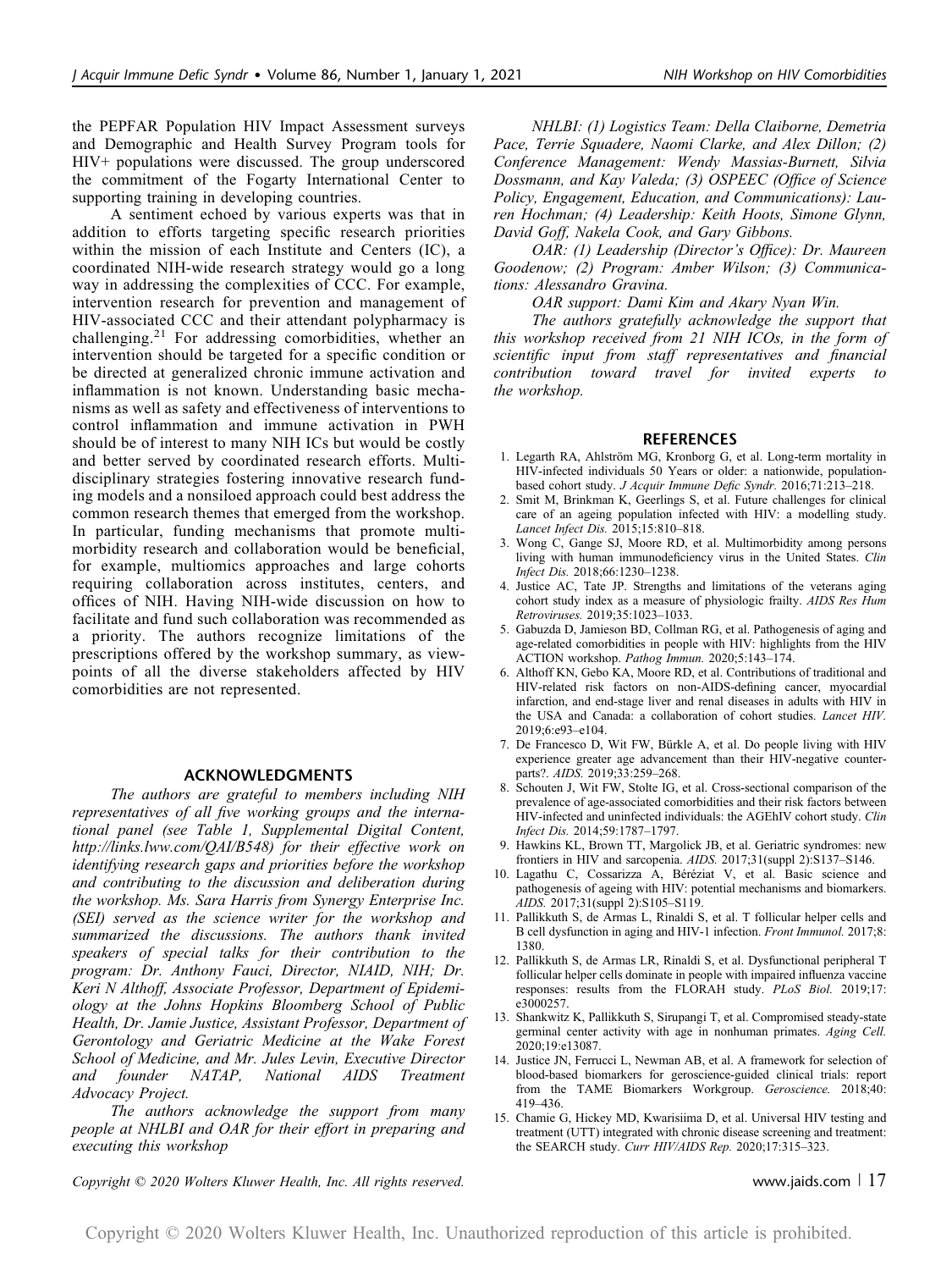the PEPFAR Population HIV Impact Assessment surveys and Demographic and Health Survey Program tools for HIV+ populations were discussed. The group underscored the commitment of the Fogarty International Center to supporting training in developing countries.

A sentiment echoed by various experts was that in addition to efforts targeting specific research priorities within the mission of each Institute and Centers (IC), a coordinated NIH-wide research strategy would go a long way in addressing the complexities of CCC. For example, intervention research for prevention and management of HIV-associated CCC and their attendant polypharmacy is challenging.[21] For addressing comorbidities, whether an intervention should be targeted for a specific condition or be directed at generalized chronic immune activation and inflammation is not known. Understanding basic mechanisms as well as safety and effectiveness of interventions to control inflammation and immune activation in PWH should be of interest to many NIH ICs but would be costly and better served by coordinated research efforts. Multidisciplinary strategies fostering innovative research funding models and a nonsiloed approach could best address the common research themes that emerged from the workshop. In particular, funding mechanisms that promote multimorbidity research and collaboration would be beneficial, for example, multiomics approaches and large cohorts requiring collaboration across institutes, centers, and offices of NIH. Having NIH-wide discussion on how to facilitate and fund such collaboration was recommended as a priority. The authors recognize limitations of the prescriptions offered by the workshop summary, as viewpoints of all the diverse stakeholders affected by HIV comorbidities are not represented.

## ACKNOWLEDGMENTS

*The authors are grateful to members including NIH representatives of all five working groups and the international panel (see Table 1, Supplemental Digital Content, http://links.lww.com/QAI/B548) for their effective work on identifying research gaps and priorities before the workshop and contributing to the discussion and deliberation during the workshop. Ms. Sara Harris from Synergy Enterprise Inc. (SEI) served as the science writer for the workshop and summarized the discussions. The authors thank invited speakers of special talks for their contribution to the program: Dr. Anthony Fauci, Director, NIAID, NIH; Dr. Keri N Althoff, Associate Professor, Department of Epidemiology at the Johns Hopkins Bloomberg School of Public Health, Dr. Jamie Justice, Assistant Professor, Department of Gerontology and Geriatric Medicine at the Wake Forest School of Medicine, and Mr. Jules Levin, Executive Director and founder NATAP, National AIDS Treatment Advocacy Project.*

*The authors acknowledge the support from many people at NHLBI and OAR for their effort in preparing and executing this workshop*

*NHLBI: (1) Logistics Team: Della Claiborne, Demetria Pace, Terrie Squadere, Naomi Clarke, and Alex Dillon; (2) Conference Management: Wendy Massias-Burnett, Silvia Dossmann, and Kay Valeda; (3) OSPEEC (Office of Science Policy, Engagement, Education, and Communications): Lauren Hochman; (4) Leadership: Keith Hoots, Simone Glynn, David Goff, Nakela Cook, and Gary Gibbons.*

*OAR: (1) Leadership (Director's Office): Dr. Maureen Goodenow; (2) Program: Amber Wilson; (3) Communications: Alessandro Gravina.*

*OAR support: Dami Kim and Akary Nyan Win.*

*The authors gratefully acknowledge the support that this workshop received from 21 NIH ICOs, in the form of scientific input from staff representatives and financial contribution toward travel for invited experts to the workshop.*

## REFERENCES

1. Legarth RA, Ahlström MG, Kronborg G, et al. Long-term mortality in HIV-infected individuals 50 Years or older: a nationwide, population-based cohort study. *J Acquir Immune Defic Syndr.* 2016;71:213–218.
2. Smit M, Brinkman K, Geerlings S, et al. Future challenges for clinical care of an ageing population infected with HIV: a modelling study. *Lancet Infect Dis.* 2015;15:810–818.
3. Wong C, Gange SJ, Moore RD, et al. Multimorbidity among persons living with human immunodeficiency virus in the United States. *Clin Infect Dis.* 2018;66:1230–1238.
4. Justice AC, Tate JP. Strengths and limitations of the veterans aging cohort study index as a measure of physiologic frailty. *AIDS Res Hum Retroviruses.* 2019;35:1023–1033.
5. Gabuzda D, Jamieson BD, Collman RG, et al. Pathogenesis of aging and age-related comorbidities in people with HIV: highlights from the HIV ACTION workshop. *Pathog Immun.* 2020;5:143–174.
6. Althoff KN, Gebo KA, Moore RD, et al. Contributions of traditional and HIV-related risk factors on non-AIDS-defining cancer, myocardial infarction, and end-stage liver and renal diseases in adults with HIV in the USA and Canada: a collaboration of cohort studies. *Lancet HIV.* 2019;6:e93–e104.
7. De Francesco D, Wit FW, Bürkle A, et al. Do people living with HIV experience greater age advancement than their HIV-negative counterparts?. *AIDS.* 2019;33:259–268.
8. Schouten J, Wit FW, Stolte IG, et al. Cross-sectional comparison of the prevalence of age-associated comorbidities and their risk factors between HIV-infected and uninfected individuals: the AGEhIV cohort study. *Clin Infect Dis.* 2014;59:1787–1797.
9. Hawkins KL, Brown TT, Margolick JB, et al. Geriatric syndromes: new frontiers in HIV and sarcopenia. *AIDS.* 2017;31(suppl 2):S137–S146.
10. Lagathu C, Cossarizza A, Béréziat V, et al. Basic science and pathogenesis of ageing with HIV: potential mechanisms and biomarkers. *AIDS.* 2017;31(suppl 2):S105–S119.
11. Pallikkuth S, de Armas L, Rinaldi S, et al. T follicular helper cells and B cell dysfunction in aging and HIV-1 infection. *Front Immunol.* 2017;8:1380.
12. Pallikkuth S, de Armas LR, Rinaldi S, et al. Dysfunctional peripheral T follicular helper cells dominate in people with impaired influenza vaccine responses: results from the FLORAH study. *PLoS Biol.* 2019;17:e3000257.
13. Shankwitz K, Pallikkuth S, Sirupangi T, et al. Compromised steady-state germinal center activity with age in nonhuman primates. *Aging Cell.* 2020;19:e13087.
14. Justice JN, Ferrucci L, Newman AB, et al. A framework for selection of blood-based biomarkers for geroscience-guided clinical trials: report from the TAME Biomarkers Workgroup. *Geroscience.* 2018;40:419–436.
15. Chamie G, Hickey MD, Kwarisiima D, et al. Universal HIV testing and treatment (UTT) integrated with chronic disease screening and treatment: the SEARCH study. *Curr HIV/AIDS Rep.* 2020;17:315–323.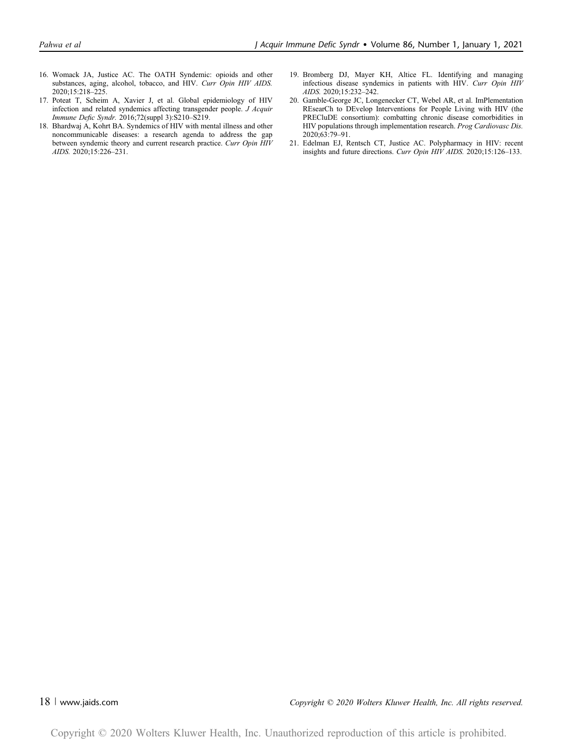16. Womack JA, Justice AC. The OATH Syndemic: opioids and other substances, aging, alcohol, tobacco, and HIV. *Curr Opin HIV AIDS.* 2020;15:218–225.
17. Poteat T, Scheim A, Xavier J, et al. Global epidemiology of HIV infection and related syndemics affecting transgender people. *J Acquir Immune Defic Syndr.* 2016;72(suppl 3):S210–S219.
18. Bhardwaj A, Kohrt BA. Syndemics of HIV with mental illness and other noncommunicable diseases: a research agenda to address the gap between syndemic theory and current research practice. *Curr Opin HIV AIDS.* 2020;15:226–231.
19. Bromberg DJ, Mayer KH, Altice FL. Identifying and managing infectious disease syndemics in patients with HIV. *Curr Opin HIV AIDS.* 2020;15:232–242.
20. Gamble-George JC, Longenecker CT, Webel AR, et al. ImPlementation REsearCh to DEvelop Interventions for People Living with HIV (the PREClUDE consortium): combatting chronic disease comorbidities in HIV populations through implementation research. *Prog Cardiovasc Dis.* 2020;63:79–91.
21. Edelman EJ, Rentsch CT, Justice AC. Polypharmacy in HIV: recent insights and future directions. *Curr Opin HIV AIDS.* 2020;15:126–133.